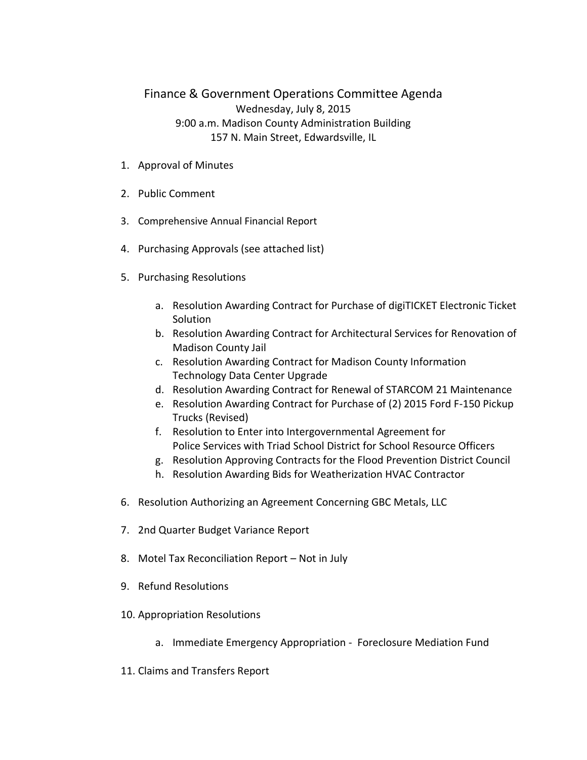# Finance & Government Operations Committee Agenda

Wednesday, July 8, 2015
9:00 a.m. Madison County Administration Building
157 N. Main Street, Edwardsville, IL

1. Approval of Minutes
2. Public Comment
3. Comprehensive Annual Financial Report
4. Purchasing Approvals (see attached list)
5. Purchasing Resolutions
    a. Resolution Awarding Contract for Purchase of digiTICKET Electronic Ticket Solution
    b. Resolution Awarding Contract for Architectural Services for Renovation of Madison County Jail
    c. Resolution Awarding Contract for Madison County Information Technology Data Center Upgrade
    d. Resolution Awarding Contract for Renewal of STARCOM 21 Maintenance
    e. Resolution Awarding Contract for Purchase of (2) 2015 Ford F-150 Pickup Trucks (Revised)
    f. Resolution to Enter into Intergovernmental Agreement for Police Services with Triad School District for School Resource Officers
    g. Resolution Approving Contracts for the Flood Prevention District Council
    h. Resolution Awarding Bids for Weatherization HVAC Contractor
6. Resolution Authorizing an Agreement Concerning GBC Metals, LLC
7. 2nd Quarter Budget Variance Report
8. Motel Tax Reconciliation Report – Not in July
9. Refund Resolutions
10. Appropriation Resolutions
    a. Immediate Emergency Appropriation - Foreclosure Mediation Fund
11. Claims and Transfers Report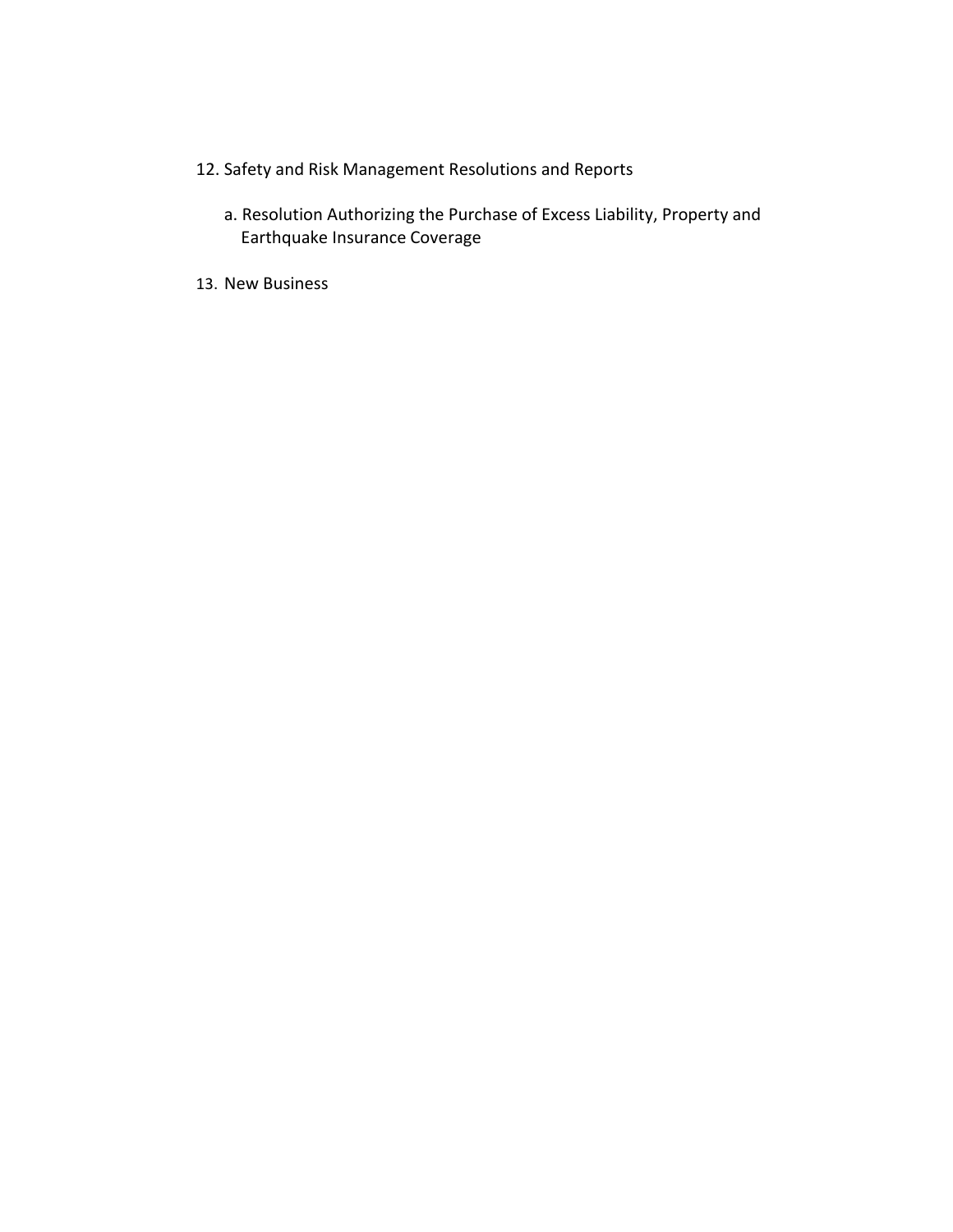12. Safety and Risk Management Resolutions and Reports

    a. Resolution Authorizing the Purchase of Excess Liability, Property and Earthquake Insurance Coverage

13. New Business